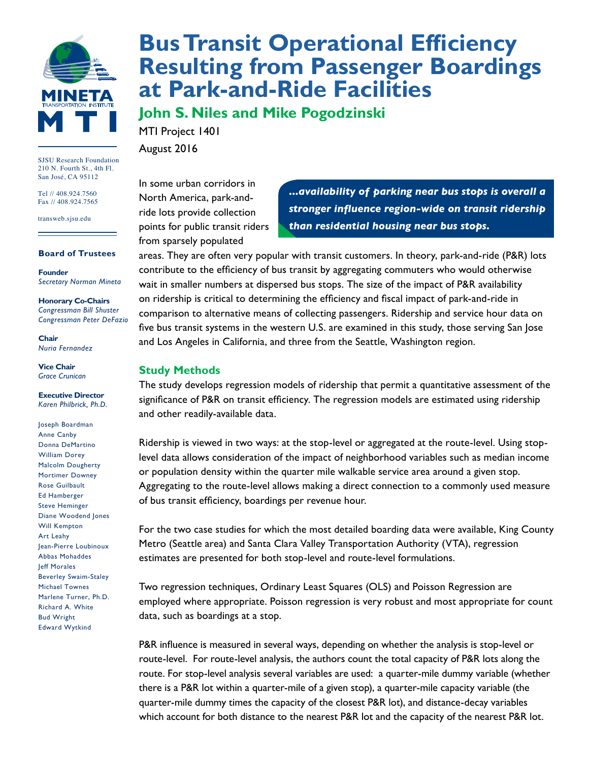# Bus Transit Operational Efficiency Resulting from Passenger Boardings at Park-and-Ride Facilities

## John S. Niles and Mike Pogodzinski

MTI Project 1401

August 2016

SJSU Research Foundation
210 N. Fourth St., 4th Fl.
San José, CA 95112

Tel // 408.924.7560
Fax // 408.924.7565

transweb.sjsu.edu

**Board of Trustees**

**Founder**
*Secretary Norman Mineta*

**Honorary Co-Chairs**
*Congressman Bill Shuster*
*Congressman Peter DeFazio*

**Chair**
*Nuria Fernandez*

**Vice Chair**
*Grace Crunican*

**Executive Director**
*Karen Philbrick, Ph.D.*

Joseph Boardman
Anne Canby
Donna DeMartino
William Dorey
Malcolm Dougherty
Mortimer Downey
Rose Guilbault
Ed Hamberger
Steve Heminger
Diane Woodend Jones
Will Kempton
Art Leahy
Jean-Pierre Loubinoux
Abbas Mohaddes
Jeff Morales
Beverley Swaim-Staley
Michael Townes
Marlene Turner, Ph.D.
Richard A. White
Bud Wright
Edward Wytkind

> ***...availability of parking near bus stops is overall a stronger influence region-wide on transit ridership than residential housing near bus stops.***

In some urban corridors in North America, park-and-ride lots provide collection points for public transit riders from sparsely populated areas. They are often very popular with transit customers. In theory, park-and-ride (P&R) lots contribute to the efficiency of bus transit by aggregating commuters who would otherwise wait in smaller numbers at dispersed bus stops. The size of the impact of P&R availability on ridership is critical to determining the efficiency and fiscal impact of park-and-ride in comparison to alternative means of collecting passengers. Ridership and service hour data on five bus transit systems in the western U.S. are examined in this study, those serving San Jose and Los Angeles in California, and three from the Seattle, Washington region.

### Study Methods

The study develops regression models of ridership that permit a quantitative assessment of the significance of P&R on transit efficiency. The regression models are estimated using ridership and other readily-available data.

Ridership is viewed in two ways: at the stop-level or aggregated at the route-level. Using stop-level data allows consideration of the impact of neighborhood variables such as median income or population density within the quarter mile walkable service area around a given stop. Aggregating to the route-level allows making a direct connection to a commonly used measure of bus transit efficiency, boardings per revenue hour.

For the two case studies for which the most detailed boarding data were available, King County Metro (Seattle area) and Santa Clara Valley Transportation Authority (VTA), regression estimates are presented for both stop-level and route-level formulations.

Two regression techniques, Ordinary Least Squares (OLS) and Poisson Regression are employed where appropriate. Poisson regression is very robust and most appropriate for count data, such as boardings at a stop.

P&R influence is measured in several ways, depending on whether the analysis is stop-level or route-level. For route-level analysis, the authors count the total capacity of P&R lots along the route. For stop-level analysis several variables are used: a quarter-mile dummy variable (whether there is a P&R lot within a quarter-mile of a given stop), a quarter-mile capacity variable (the quarter-mile dummy times the capacity of the closest P&R lot), and distance-decay variables which account for both distance to the nearest P&R lot and the capacity of the nearest P&R lot.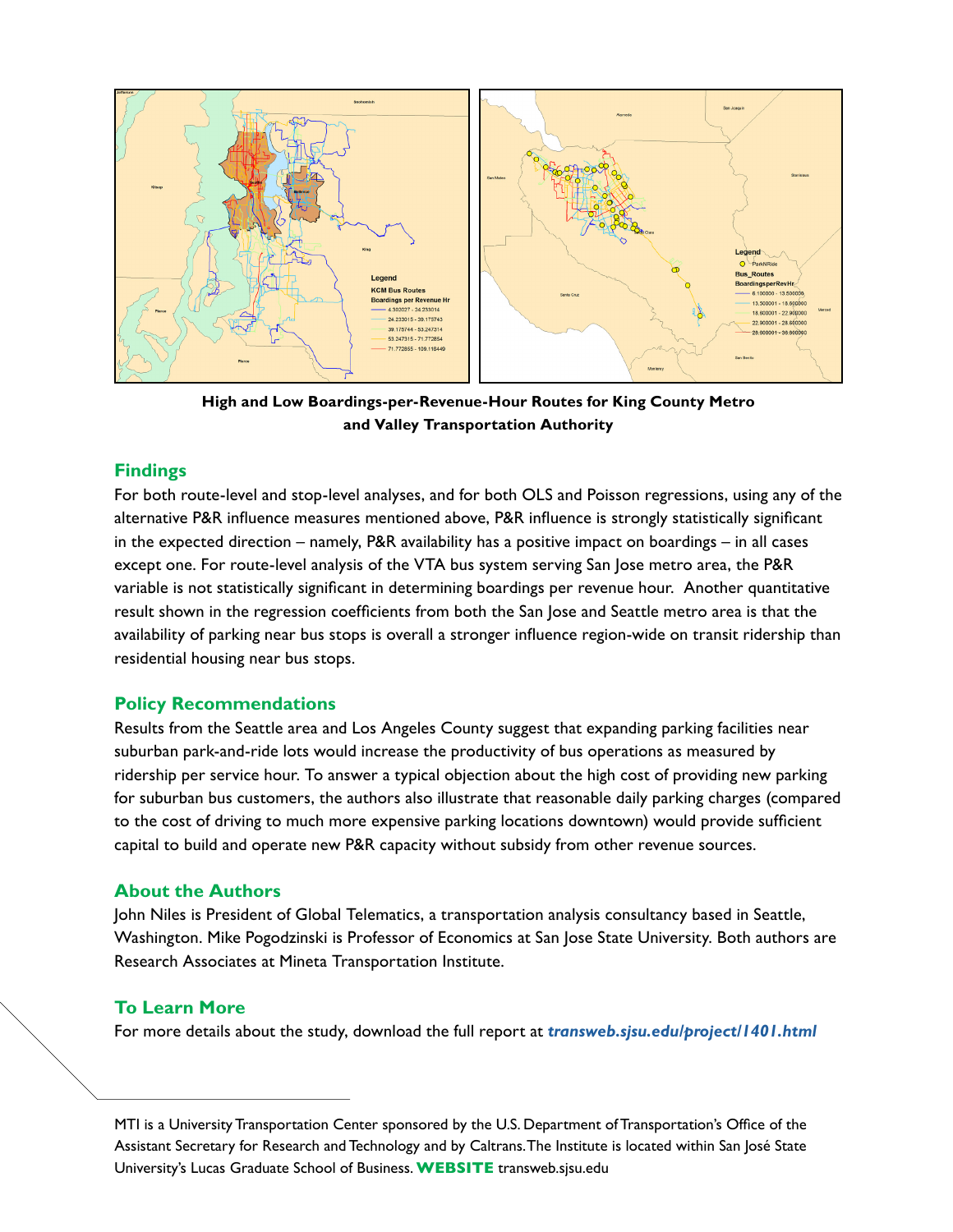High and Low Boardings-per-Revenue-Hour Routes for King County Metro and Valley Transportation Authority

## Findings

For both route-level and stop-level analyses, and for both OLS and Poisson regressions, using any of the alternative P&R influence measures mentioned above, P&R influence is strongly statistically significant in the expected direction – namely, P&R availability has a positive impact on boardings – in all cases except one. For route-level analysis of the VTA bus system serving San Jose metro area, the P&R variable is not statistically significant in determining boardings per revenue hour. Another quantitative result shown in the regression coefficients from both the San Jose and Seattle metro area is that the availability of parking near bus stops is overall a stronger influence region-wide on transit ridership than residential housing near bus stops.

## Policy Recommendations

Results from the Seattle area and Los Angeles County suggest that expanding parking facilities near suburban park-and-ride lots would increase the productivity of bus operations as measured by ridership per service hour. To answer a typical objection about the high cost of providing new parking for suburban bus customers, the authors also illustrate that reasonable daily parking charges (compared to the cost of driving to much more expensive parking locations downtown) would provide sufficient capital to build and operate new P&R capacity without subsidy from other revenue sources.

## About the Authors

John Niles is President of Global Telematics, a transportation analysis consultancy based in Seattle, Washington. Mike Pogodzinski is Professor of Economics at San Jose State University. Both authors are Research Associates at Mineta Transportation Institute.

## To Learn More

For more details about the study, download the full report at ***transweb.sjsu.edu/project/1401.html***

MTI is a University Transportation Center sponsored by the U.S. Department of Transportation's Office of the Assistant Secretary for Research and Technology and by Caltrans. The Institute is located within San José State University's Lucas Graduate School of Business. **WEBSITE** transweb.sjsu.edu